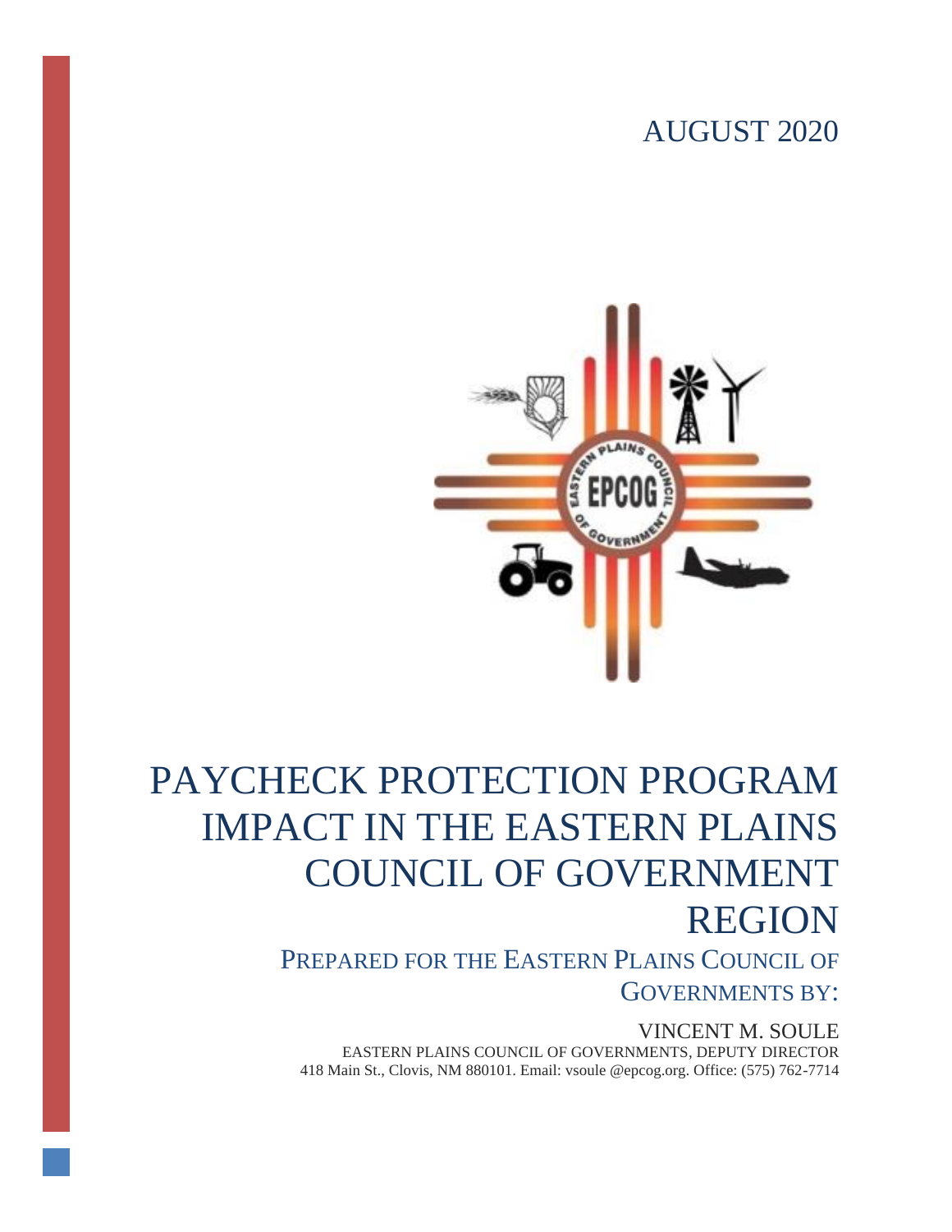AUGUST 2020

# PAYCHECK PROTECTION PROGRAM IMPACT IN THE EASTERN PLAINS COUNCIL OF GOVERNMENT REGION

## PREPARED FOR THE EASTERN PLAINS COUNCIL OF GOVERNMENTS BY:

VINCENT M. SOULE

EASTERN PLAINS COUNCIL OF GOVERNMENTS, DEPUTY DIRECTOR

418 Main St., Clovis, NM 880101. Email: vsoule @epcog.org. Office: (575) 762-7714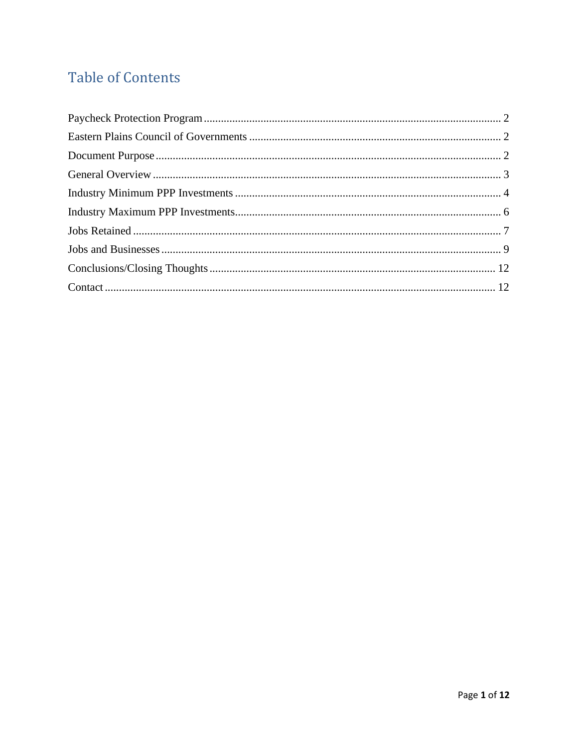# Table of Contents

Paycheck Protection Program ........................................................................................................ 2

Eastern Plains Council of Governments ......................................................................................... 2

Document Purpose .......................................................................................................................... 2

General Overview ........................................................................................................................... 3

Industry Minimum PPP Investments .............................................................................................. 4

Industry Maximum PPP Investments.............................................................................................. 6

Jobs Retained .................................................................................................................................. 7

Jobs and Businesses ........................................................................................................................ 9

Conclusions/Closing Thoughts ..................................................................................................... 12

Contact .......................................................................................................................................... 12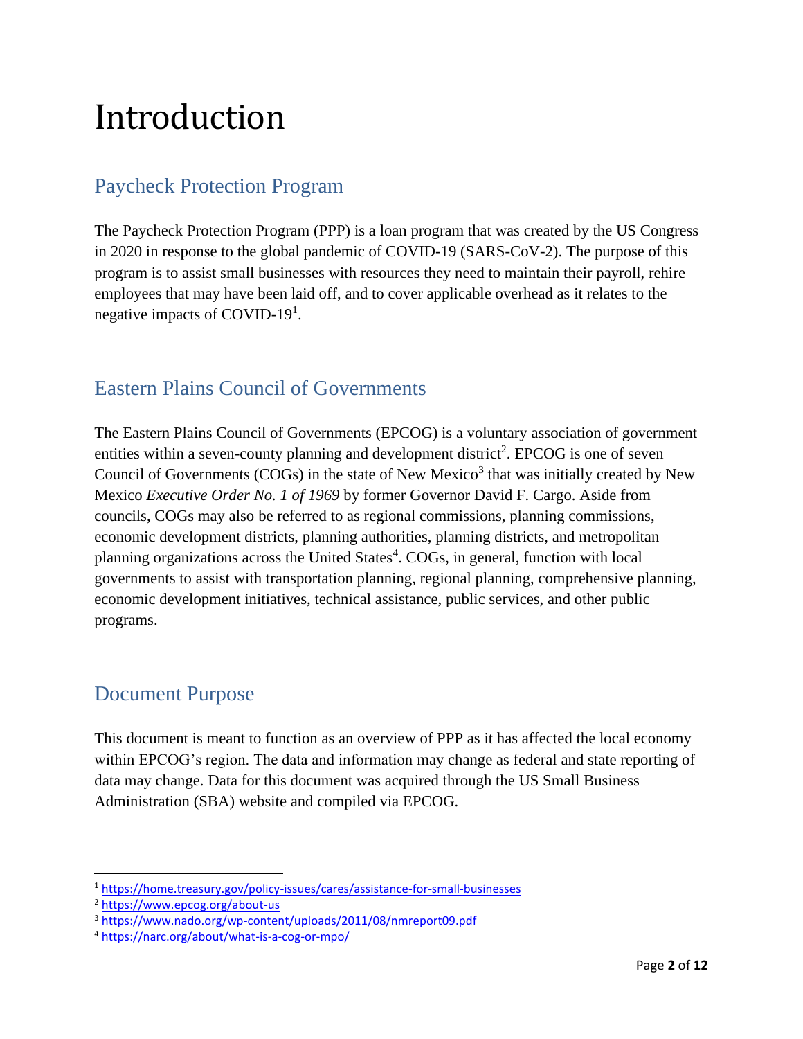# Introduction

## Paycheck Protection Program

The Paycheck Protection Program (PPP) is a loan program that was created by the US Congress in 2020 in response to the global pandemic of COVID-19 (SARS-CoV-2). The purpose of this program is to assist small businesses with resources they need to maintain their payroll, rehire employees that may have been laid off, and to cover applicable overhead as it relates to the negative impacts of COVID-19[1].

## Eastern Plains Council of Governments

The Eastern Plains Council of Governments (EPCOG) is a voluntary association of government entities within a seven-county planning and development district[2]. EPCOG is one of seven Council of Governments (COGs) in the state of New Mexico[3] that was initially created by New Mexico *Executive Order No. 1 of 1969* by former Governor David F. Cargo. Aside from councils, COGs may also be referred to as regional commissions, planning commissions, economic development districts, planning authorities, planning districts, and metropolitan planning organizations across the United States[4]. COGs, in general, function with local governments to assist with transportation planning, regional planning, comprehensive planning, economic development initiatives, technical assistance, public services, and other public programs.

## Document Purpose

This document is meant to function as an overview of PPP as it has affected the local economy within EPCOG's region. The data and information may change as federal and state reporting of data may change. Data for this document was acquired through the US Small Business Administration (SBA) website and compiled via EPCOG.

---

[1] https://home.treasury.gov/policy-issues/cares/assistance-for-small-businesses
[2] https://www.epcog.org/about-us
[3] https://www.nado.org/wp-content/uploads/2011/08/nmreport09.pdf
[4] https://narc.org/about/what-is-a-cog-or-mpo/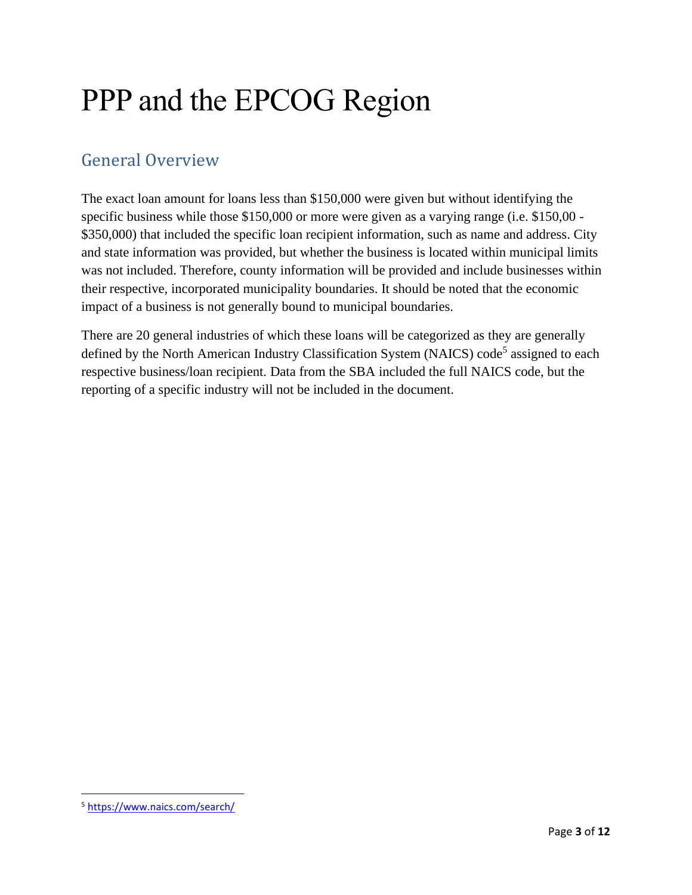# PPP and the EPCOG Region

## General Overview

The exact loan amount for loans less than $150,000 were given but without identifying the specific business while those $150,000 or more were given as a varying range (i.e. $150,00 - $350,000) that included the specific loan recipient information, such as name and address. City and state information was provided, but whether the business is located within municipal limits was not included. Therefore, county information will be provided and include businesses within their respective, incorporated municipality boundaries. It should be noted that the economic impact of a business is not generally bound to municipal boundaries.

There are 20 general industries of which these loans will be categorized as they are generally defined by the North American Industry Classification System (NAICS) code[5] assigned to each respective business/loan recipient. Data from the SBA included the full NAICS code, but the reporting of a specific industry will not be included in the document.

[5] https://www.naics.com/search/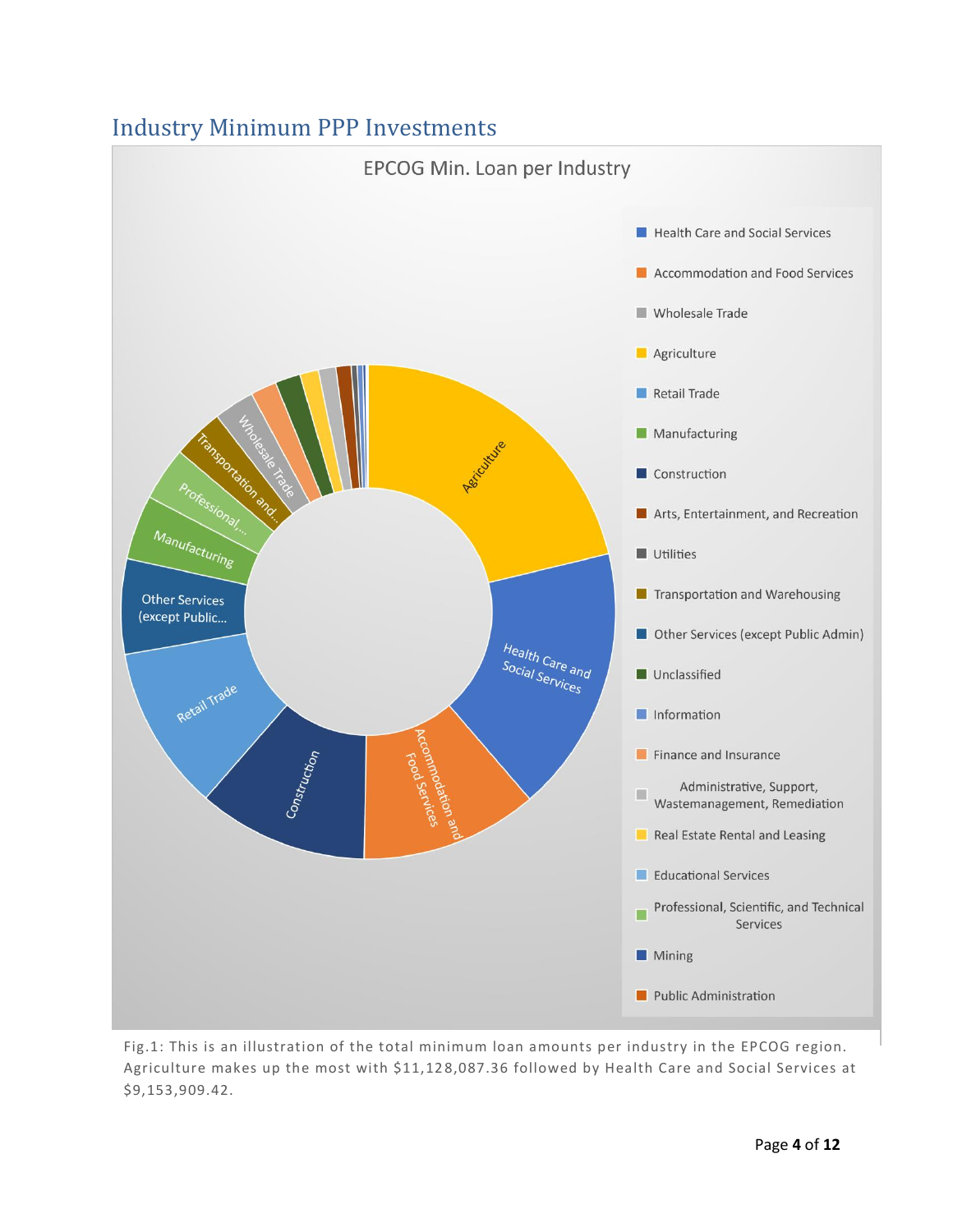## Industry Minimum PPP Investments

Fig.1: This is an illustration of the total minimum loan amounts per industry in the EPCOG region. Agriculture makes up the most with $11,128,087.36 followed by Health Care and Social Services at $9,153,909.42.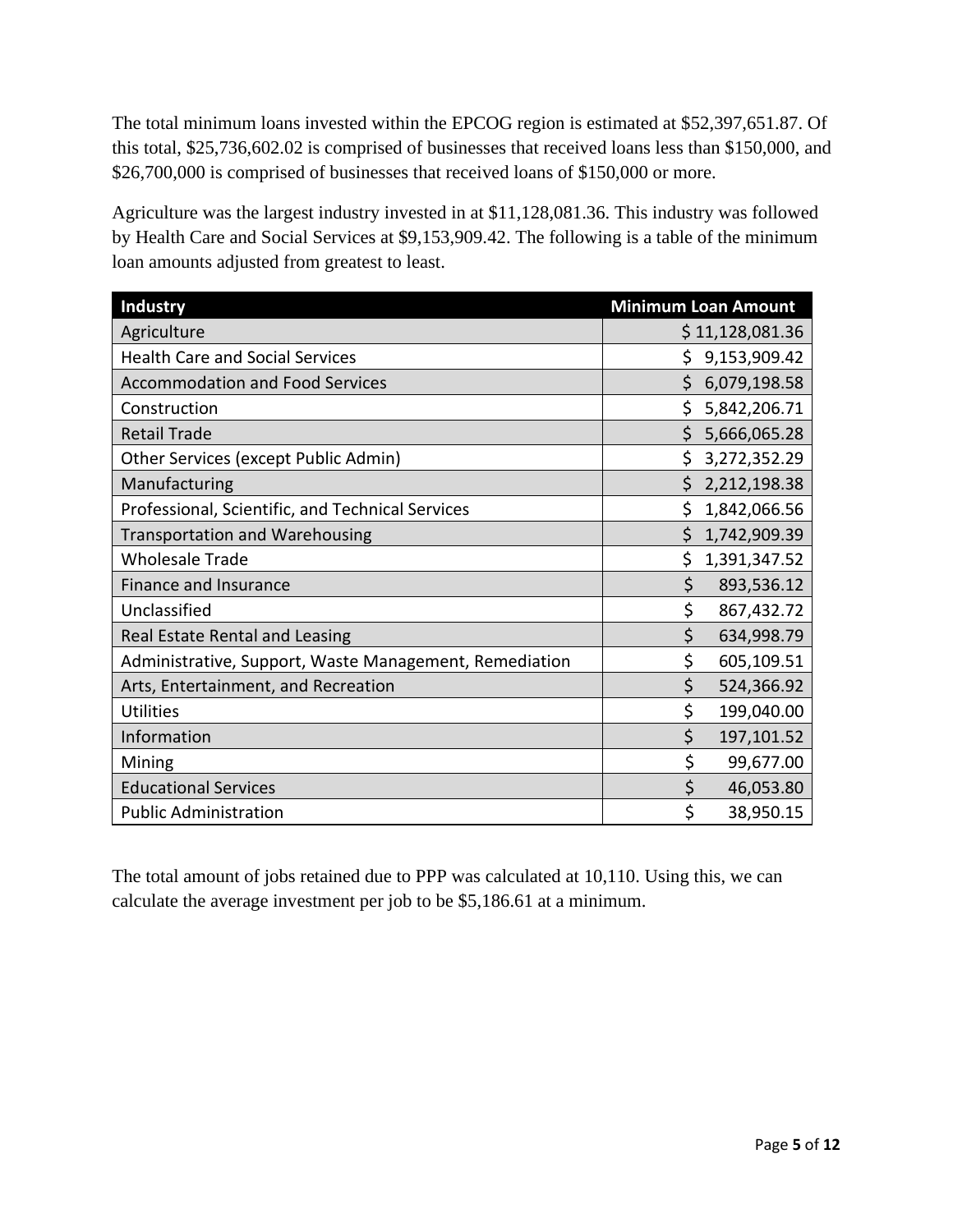The total minimum loans invested within the EPCOG region is estimated at $52,397,651.87. Of this total, $25,736,602.02 is comprised of businesses that received loans less than $150,000, and $26,700,000 is comprised of businesses that received loans of $150,000 or more.

Agriculture was the largest industry invested in at $11,128,081.36. This industry was followed by Health Care and Social Services at $9,153,909.42. The following is a table of the minimum loan amounts adjusted from greatest to least.

| Industry | Minimum Loan Amount |
|---|---|
| Agriculture | $ 11,128,081.36 |
| Health Care and Social Services | $ 9,153,909.42 |
| Accommodation and Food Services | $ 6,079,198.58 |
| Construction | $ 5,842,206.71 |
| Retail Trade | $ 5,666,065.28 |
| Other Services (except Public Admin) | $ 3,272,352.29 |
| Manufacturing | $ 2,212,198.38 |
| Professional, Scientific, and Technical Services | $ 1,842,066.56 |
| Transportation and Warehousing | $ 1,742,909.39 |
| Wholesale Trade | $ 1,391,347.52 |
| Finance and Insurance | $ 893,536.12 |
| Unclassified | $ 867,432.72 |
| Real Estate Rental and Leasing | $ 634,998.79 |
| Administrative, Support, Waste Management, Remediation | $ 605,109.51 |
| Arts, Entertainment, and Recreation | $ 524,366.92 |
| Utilities | $ 199,040.00 |
| Information | $ 197,101.52 |
| Mining | $ 99,677.00 |
| Educational Services | $ 46,053.80 |
| Public Administration | $ 38,950.15 |

The total amount of jobs retained due to PPP was calculated at 10,110. Using this, we can calculate the average investment per job to be $5,186.61 at a minimum.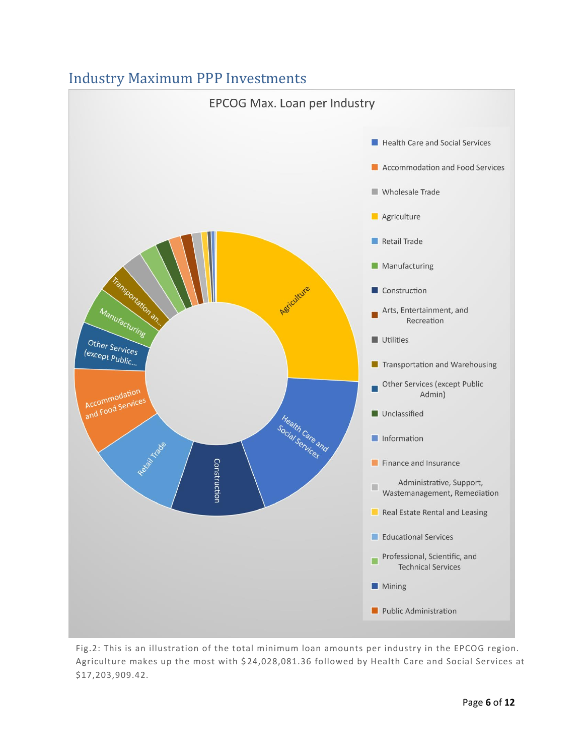## Industry Maximum PPP Investments

EPCOG Max. Loan per Industry

- Health Care and Social Services
- Accommodation and Food Services
- Wholesale Trade
- Agriculture
- Retail Trade
- Manufacturing
- Construction
- Arts, Entertainment, and Recreation
- Utilities
- Transportation and Warehousing
- Other Services (except Public Admin)
- Unclassified
- Information
- Finance and Insurance
- Administrative, Support, Wastemanagement, Remediation
- Real Estate Rental and Leasing
- Educational Services
- Professional, Scientific, and Technical Services
- Mining
- Public Administration

Fig.2: This is an illustration of the total minimum loan amounts per industry in the EPCOG region. Agriculture makes up the most with $24,028,081.36 followed by Health Care and Social Services at $17,203,909.42.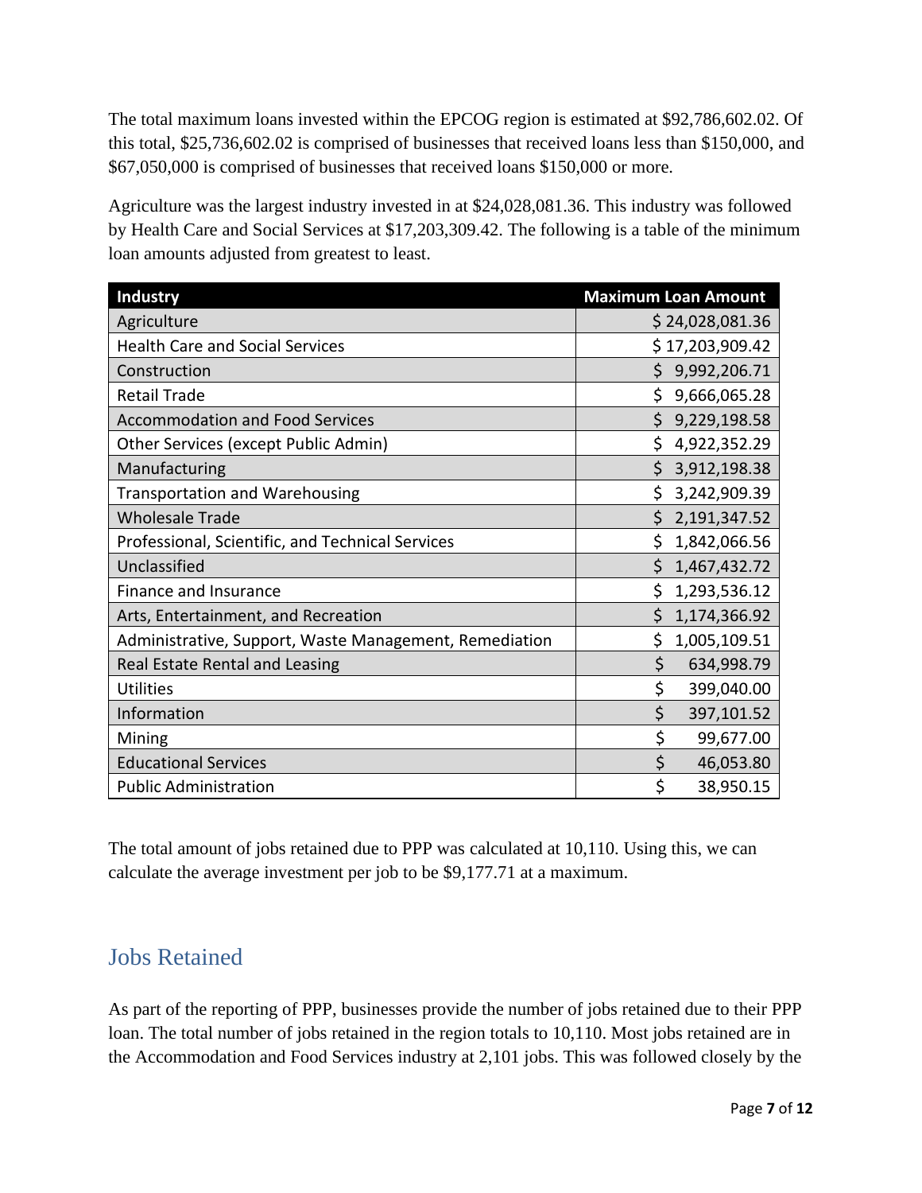The total maximum loans invested within the EPCOG region is estimated at $92,786,602.02. Of this total, $25,736,602.02 is comprised of businesses that received loans less than $150,000, and $67,050,000 is comprised of businesses that received loans $150,000 or more.

Agriculture was the largest industry invested in at $24,028,081.36. This industry was followed by Health Care and Social Services at $17,203,309.42. The following is a table of the minimum loan amounts adjusted from greatest to least.

| Industry | Maximum Loan Amount |
|---|---:|
| Agriculture | $ 24,028,081.36 |
| Health Care and Social Services | $ 17,203,909.42 |
| Construction | $ 9,992,206.71 |
| Retail Trade | $ 9,666,065.28 |
| Accommodation and Food Services | $ 9,229,198.58 |
| Other Services (except Public Admin) | $ 4,922,352.29 |
| Manufacturing | $ 3,912,198.38 |
| Transportation and Warehousing | $ 3,242,909.39 |
| Wholesale Trade | $ 2,191,347.52 |
| Professional, Scientific, and Technical Services | $ 1,842,066.56 |
| Unclassified | $ 1,467,432.72 |
| Finance and Insurance | $ 1,293,536.12 |
| Arts, Entertainment, and Recreation | $ 1,174,366.92 |
| Administrative, Support, Waste Management, Remediation | $ 1,005,109.51 |
| Real Estate Rental and Leasing | $ 634,998.79 |
| Utilities | $ 399,040.00 |
| Information | $ 397,101.52 |
| Mining | $ 99,677.00 |
| Educational Services | $ 46,053.80 |
| Public Administration | $ 38,950.15 |

The total amount of jobs retained due to PPP was calculated at 10,110. Using this, we can calculate the average investment per job to be $9,177.71 at a maximum.

## Jobs Retained

As part of the reporting of PPP, businesses provide the number of jobs retained due to their PPP loan. The total number of jobs retained in the region totals to 10,110. Most jobs retained are in the Accommodation and Food Services industry at 2,101 jobs. This was followed closely by the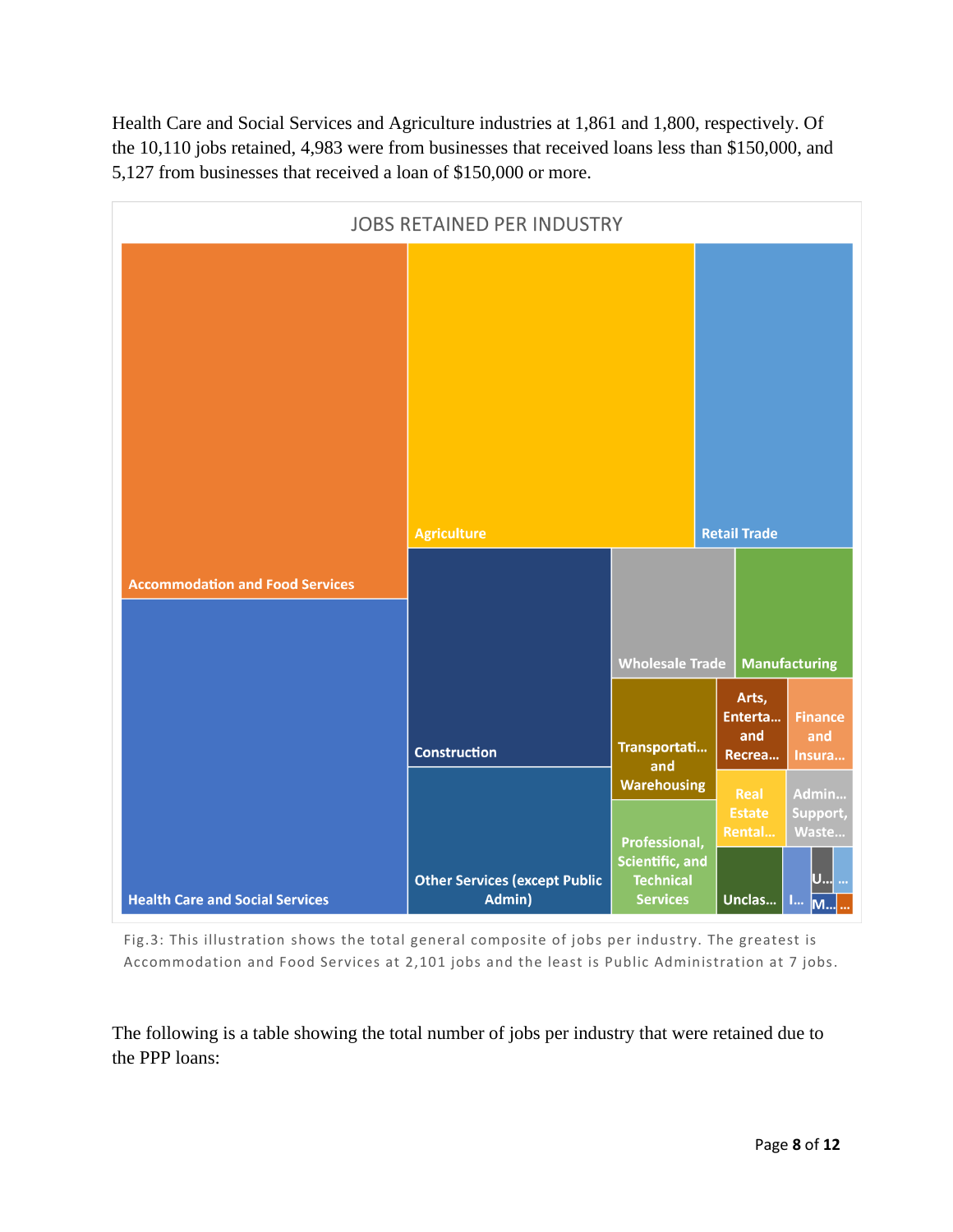Health Care and Social Services and Agriculture industries at 1,861 and 1,800, respectively. Of the 10,110 jobs retained, 4,983 were from businesses that received loans less than $150,000, and 5,127 from businesses that received a loan of $150,000 or more.

JOBS RETAINED PER INDUSTRY

Fig.3: This illustration shows the total general composite of jobs per industry. The greatest is Accommodation and Food Services at 2,101 jobs and the least is Public Administration at 7 jobs.

The following is a table showing the total number of jobs per industry that were retained due to the PPP loans: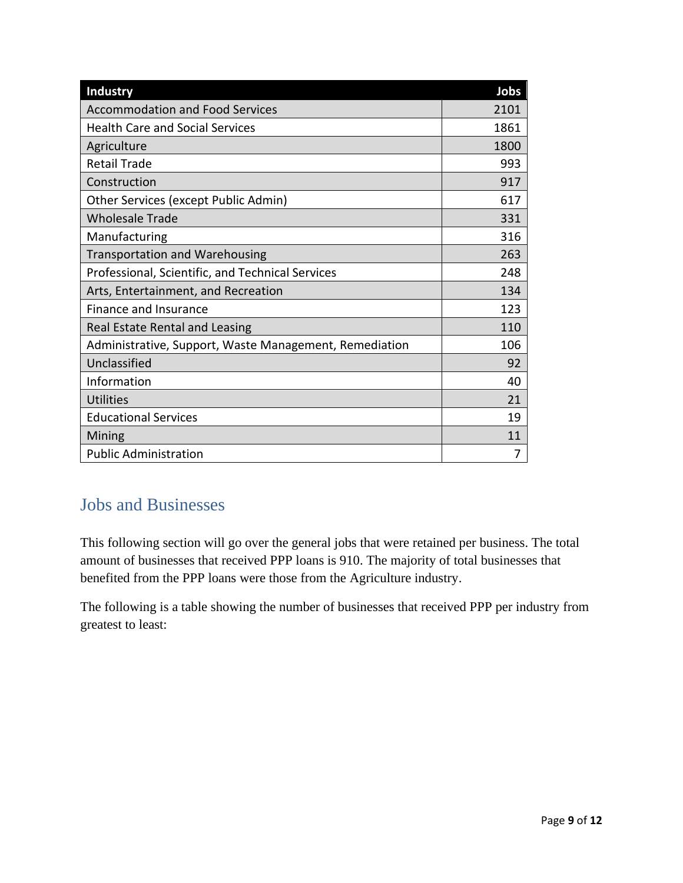| Industry | Jobs |
|---|---|
| Accommodation and Food Services | 2101 |
| Health Care and Social Services | 1861 |
| Agriculture | 1800 |
| Retail Trade | 993 |
| Construction | 917 |
| Other Services (except Public Admin) | 617 |
| Wholesale Trade | 331 |
| Manufacturing | 316 |
| Transportation and Warehousing | 263 |
| Professional, Scientific, and Technical Services | 248 |
| Arts, Entertainment, and Recreation | 134 |
| Finance and Insurance | 123 |
| Real Estate Rental and Leasing | 110 |
| Administrative, Support, Waste Management, Remediation | 106 |
| Unclassified | 92 |
| Information | 40 |
| Utilities | 21 |
| Educational Services | 19 |
| Mining | 11 |
| Public Administration | 7 |

## Jobs and Businesses

This following section will go over the general jobs that were retained per business. The total amount of businesses that received PPP loans is 910. The majority of total businesses that benefited from the PPP loans were those from the Agriculture industry.

The following is a table showing the number of businesses that received PPP per industry from greatest to least: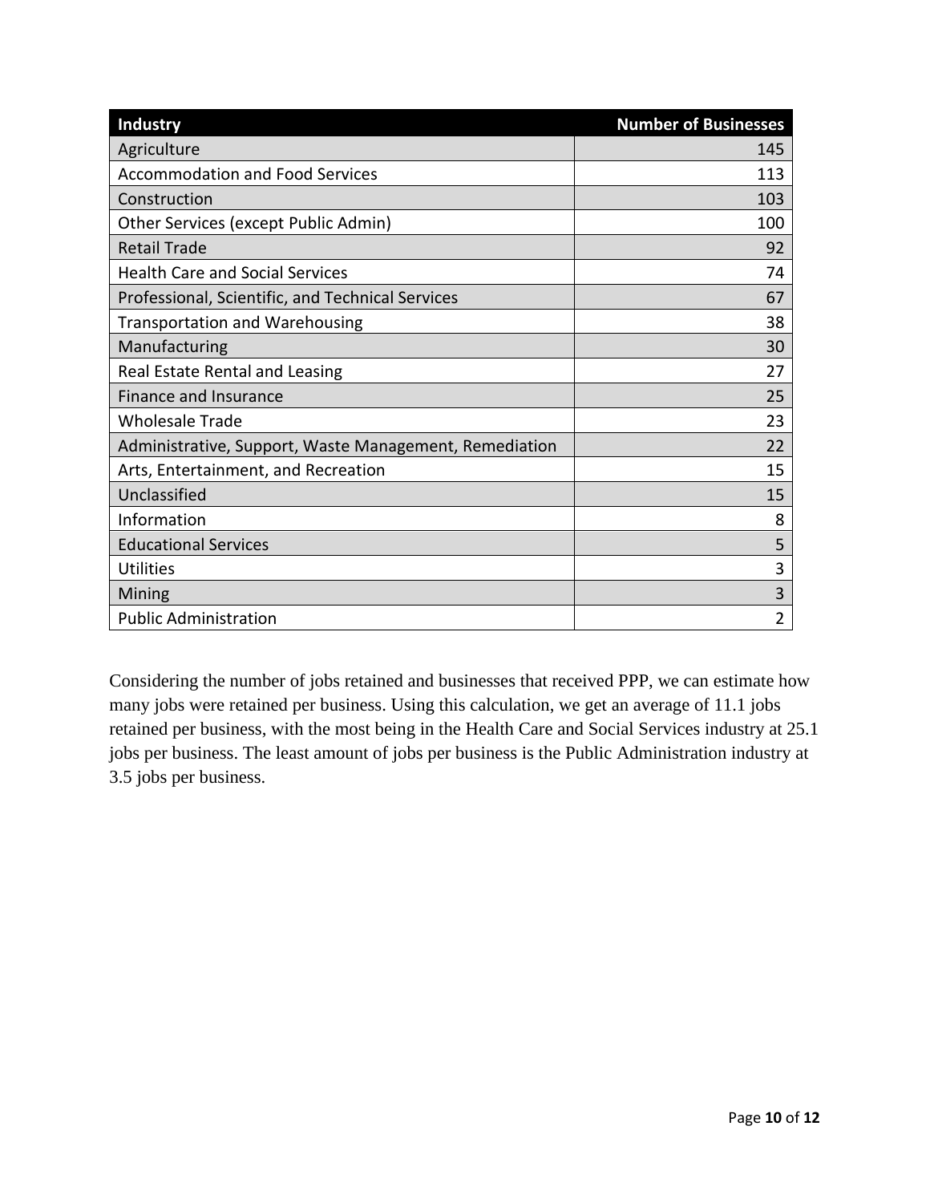| Industry | Number of Businesses |
|---|---:|
| Agriculture | 145 |
| Accommodation and Food Services | 113 |
| Construction | 103 |
| Other Services (except Public Admin) | 100 |
| Retail Trade | 92 |
| Health Care and Social Services | 74 |
| Professional, Scientific, and Technical Services | 67 |
| Transportation and Warehousing | 38 |
| Manufacturing | 30 |
| Real Estate Rental and Leasing | 27 |
| Finance and Insurance | 25 |
| Wholesale Trade | 23 |
| Administrative, Support, Waste Management, Remediation | 22 |
| Arts, Entertainment, and Recreation | 15 |
| Unclassified | 15 |
| Information | 8 |
| Educational Services | 5 |
| Utilities | 3 |
| Mining | 3 |
| Public Administration | 2 |

Considering the number of jobs retained and businesses that received PPP, we can estimate how many jobs were retained per business. Using this calculation, we get an average of 11.1 jobs retained per business, with the most being in the Health Care and Social Services industry at 25.1 jobs per business. The least amount of jobs per business is the Public Administration industry at 3.5 jobs per business.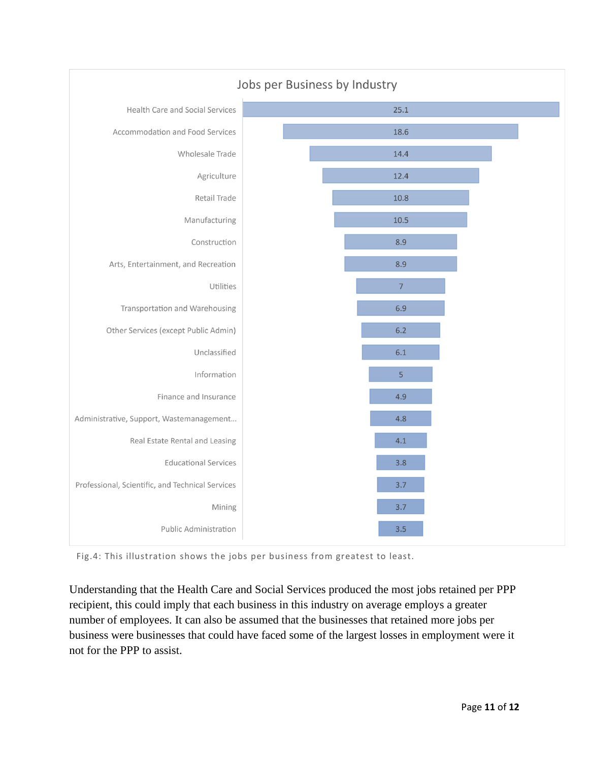Jobs per Business by Industry

| Industry | Jobs per Business |
| --- | --- |
| Health Care and Social Services | 25.1 |
| Accommodation and Food Services | 18.6 |
| Wholesale Trade | 14.4 |
| Agriculture | 12.4 |
| Retail Trade | 10.8 |
| Manufacturing | 10.5 |
| Construction | 8.9 |
| Arts, Entertainment, and Recreation | 8.9 |
| Utilities | 7 |
| Transportation and Warehousing | 6.9 |
| Other Services (except Public Admin) | 6.2 |
| Unclassified | 6.1 |
| Information | 5 |
| Finance and Insurance | 4.9 |
| Administrative, Support, Wastemanagement... | 4.8 |
| Real Estate Rental and Leasing | 4.1 |
| Educational Services | 3.8 |
| Professional, Scientific, and Technical Services | 3.7 |
| Mining | 3.7 |
| Public Administration | 3.5 |

Fig.4: This illustration shows the jobs per business from greatest to least.

Understanding that the Health Care and Social Services produced the most jobs retained per PPP recipient, this could imply that each business in this industry on average employs a greater number of employees. It can also be assumed that the businesses that retained more jobs per business were businesses that could have faced some of the largest losses in employment were it not for the PPP to assist.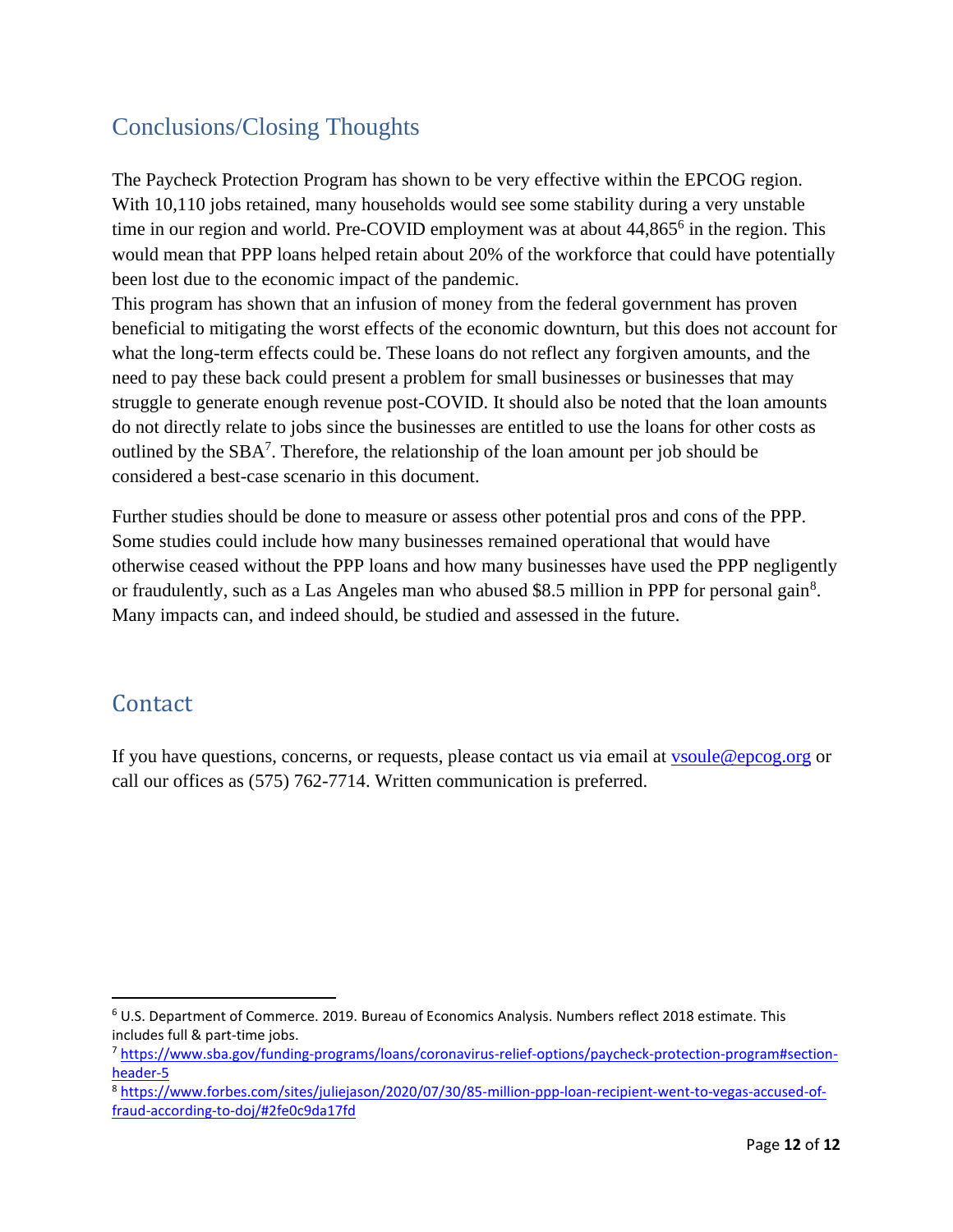## Conclusions/Closing Thoughts

The Paycheck Protection Program has shown to be very effective within the EPCOG region. With 10,110 jobs retained, many households would see some stability during a very unstable time in our region and world. Pre-COVID employment was at about 44,865[6] in the region. This would mean that PPP loans helped retain about 20% of the workforce that could have potentially been lost due to the economic impact of the pandemic.
This program has shown that an infusion of money from the federal government has proven beneficial to mitigating the worst effects of the economic downturn, but this does not account for what the long-term effects could be. These loans do not reflect any forgiven amounts, and the need to pay these back could present a problem for small businesses or businesses that may struggle to generate enough revenue post-COVID. It should also be noted that the loan amounts do not directly relate to jobs since the businesses are entitled to use the loans for other costs as outlined by the SBA[7]. Therefore, the relationship of the loan amount per job should be considered a best-case scenario in this document.

Further studies should be done to measure or assess other potential pros and cons of the PPP. Some studies could include how many businesses remained operational that would have otherwise ceased without the PPP loans and how many businesses have used the PPP negligently or fraudulently, such as a Las Angeles man who abused $8.5 million in PPP for personal gain[8]. Many impacts can, and indeed should, be studied and assessed in the future.

## Contact

If you have questions, concerns, or requests, please contact us via email at vsoule@epcog.org or call our offices as (575) 762-7714. Written communication is preferred.

---

[6] U.S. Department of Commerce. 2019. Bureau of Economics Analysis. Numbers reflect 2018 estimate. This includes full & part-time jobs.

[7] https://www.sba.gov/funding-programs/loans/coronavirus-relief-options/paycheck-protection-program#section-header-5

[8] https://www.forbes.com/sites/juliejason/2020/07/30/85-million-ppp-loan-recipient-went-to-vegas-accused-of-fraud-according-to-doj/#2fe0c9da17fd